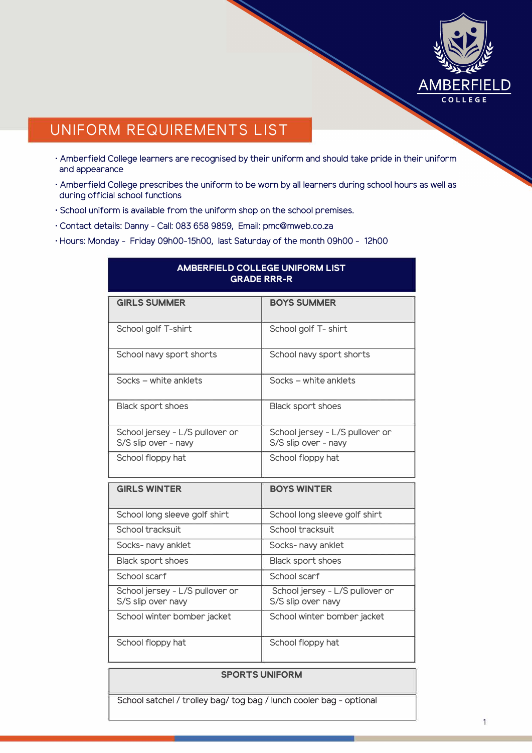AMBERFIELD COLLEGE

# UNIFORM REQUIREMENTS LIST

- Amberfield College learners are recognised by their uniform and should take pride in their uniform and appearance
- Amberfield College prescribes the uniform to be worn by all learners during school hours as well as during official school functions
- School uniform is available from the uniform shop on the school premises.
- Contact details: Danny - Call: 083 658 9859, Email: pmc@mweb.co.za
- Hours: Monday - Friday 09h00-15h00, last Saturday of the month 09h00 - 12h00

## AMBERFIELD COLLEGE UNIFORM LIST GRADE RRR-R

| GIRLS SUMMER | BOYS SUMMER |
|---|---|
| School golf T-shirt | School golf T- shirt |
| School navy sport shorts | School navy sport shorts |
| Socks – white anklets | Socks – white anklets |
| Black sport shoes | Black sport shoes |
| School jersey - L/S pullover or S/S slip over - navy | School jersey - L/S pullover or S/S slip over - navy |
| School floppy hat | School floppy hat |

| GIRLS WINTER | BOYS WINTER |
|---|---|
| School long sleeve golf shirt | School long sleeve golf shirt |
| School tracksuit | School tracksuit |
| Socks- navy anklet | Socks- navy anklet |
| Black sport shoes | Black sport shoes |
| School scarf | School scarf |
| School jersey - L/S pullover or S/S slip over navy | School jersey - L/S pullover or S/S slip over navy |
| School winter bomber jacket | School winter bomber jacket |
| School floppy hat | School floppy hat |

| SPORTS UNIFORM |
|---|
| School satchel / trolley bag/ tog bag / lunch cooler bag - optional |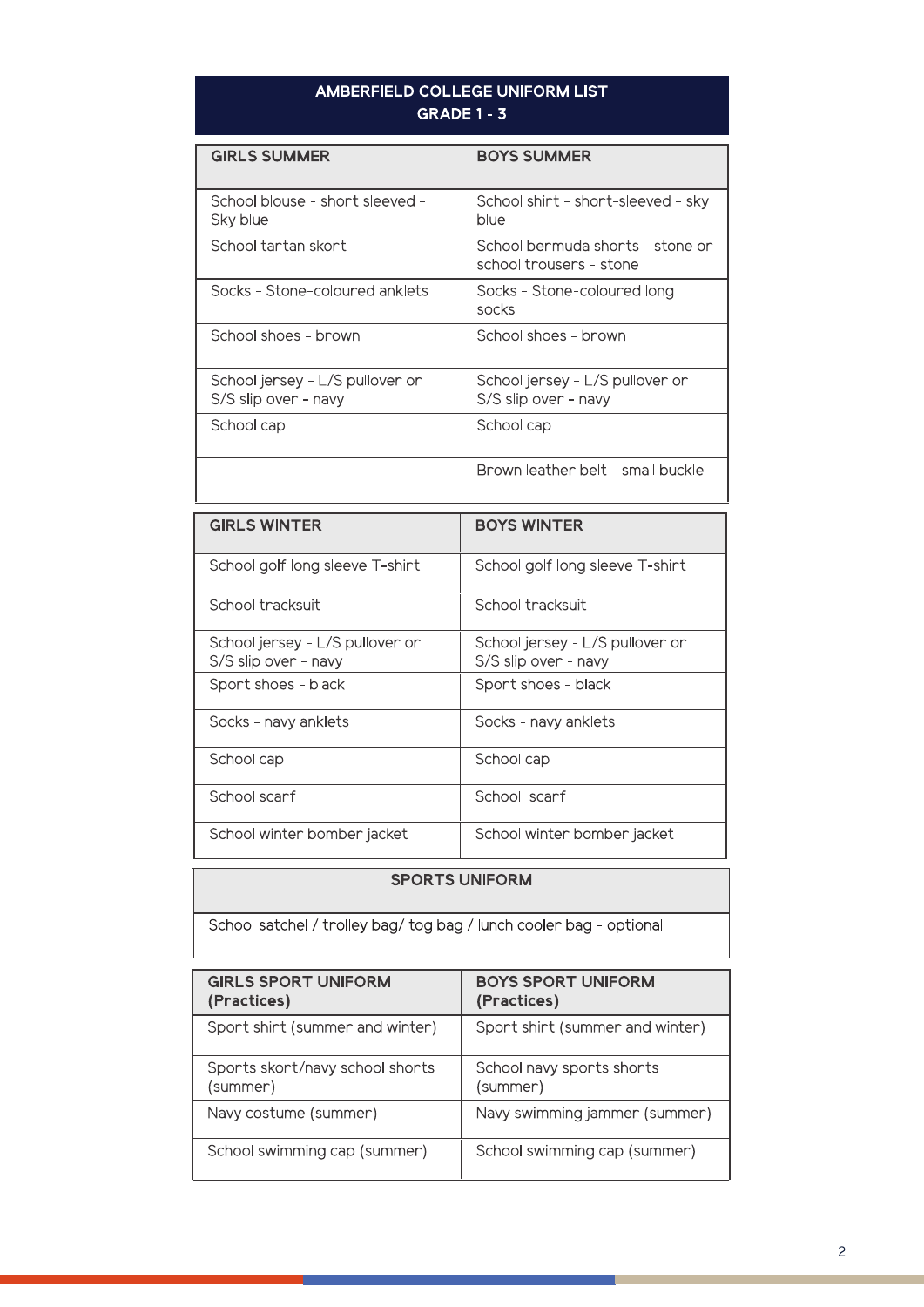# AMBERFIELD COLLEGE UNIFORM LIST
## GRADE 1 - 3

| GIRLS SUMMER | BOYS SUMMER |
| --- | --- |
| School blouse - short sleeved - Sky blue | School shirt - short-sleeved - sky blue |
| School tartan skort | School bermuda shorts - stone or school trousers - stone |
| Socks - Stone-coloured anklets | Socks - Stone-coloured long socks |
| School shoes - brown | School shoes - brown |
| School jersey - L/S pullover or S/S slip over - navy | School jersey - L/S pullover or S/S slip over - navy |
| School cap | School cap |
| | Brown leather belt - small buckle |

| GIRLS WINTER | BOYS WINTER |
| --- | --- |
| School golf long sleeve T-shirt | School golf long sleeve T-shirt |
| School tracksuit | School tracksuit |
| School jersey - L/S pullover or S/S slip over - navy | School jersey - L/S pullover or S/S slip over - navy |
| Sport shoes - black | Sport shoes - black |
| Socks - navy anklets | Socks - navy anklets |
| School cap | School cap |
| School scarf | School scarf |
| School winter bomber jacket | School winter bomber jacket |

| SPORTS UNIFORM |
| --- |
| School satchel / trolley bag/ tog bag / lunch cooler bag - optional |

| GIRLS SPORT UNIFORM (Practices) | BOYS SPORT UNIFORM (Practices) |
| --- | --- |
| Sport shirt (summer and winter) | Sport shirt (summer and winter) |
| Sports skort/navy school shorts (summer) | School navy sports shorts (summer) |
| Navy costume (summer) | Navy swimming jammer (summer) |
| School swimming cap (summer) | School swimming cap (summer) |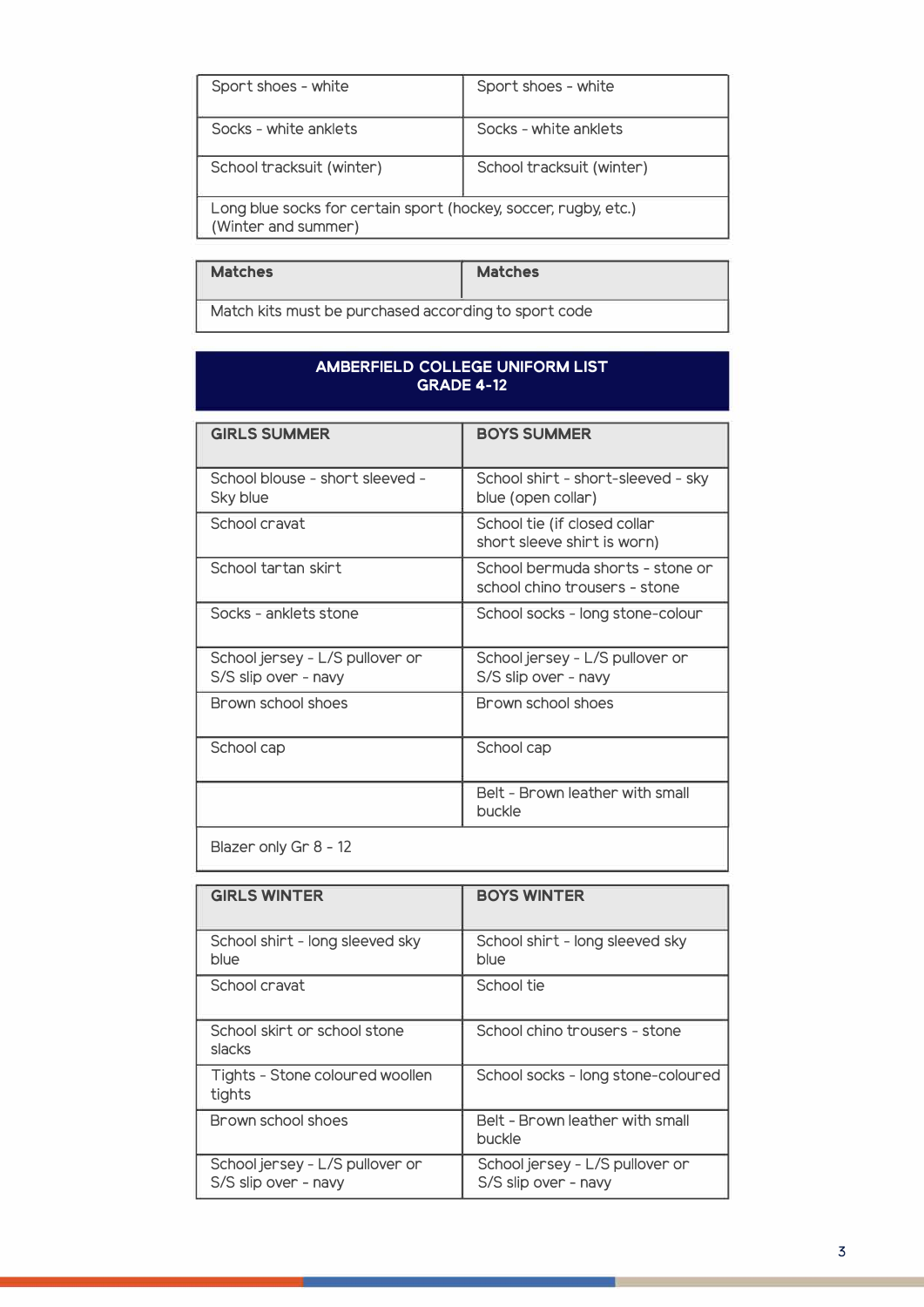| Sport shoes - white | Sport shoes - white |
|---|---|
| Socks - white anklets | Socks - white anklets |
| School tracksuit (winter) | School tracksuit (winter) |
| Long blue socks for certain sport (hockey, soccer, rugby, etc.) (Winter and summer) | |

| **Matches** | **Matches** |
|---|---|
| Match kits must be purchased according to sport code | |

## AMBERFIELD COLLEGE UNIFORM LIST
## GRADE 4-12

| **GIRLS SUMMER** | **BOYS SUMMER** |
|---|---|
| School blouse - short sleeved - Sky blue | School shirt - short-sleeved - sky blue (open collar) |
| School cravat | School tie (if closed collar short sleeve shirt is worn) |
| School tartan skirt | School bermuda shorts - stone or school chino trousers - stone |
| Socks - anklets stone | School socks - long stone-colour |
| School jersey - L/S pullover or S/S slip over - navy | School jersey - L/S pullover or S/S slip over - navy |
| Brown school shoes | Brown school shoes |
| School cap | School cap |
| | Belt - Brown leather with small buckle |
| Blazer only Gr 8 - 12 | |

| **GIRLS WINTER** | **BOYS WINTER** |
|---|---|
| School shirt - long sleeved sky blue | School shirt - long sleeved sky blue |
| School cravat | School tie |
| School skirt or school stone slacks | School chino trousers - stone |
| Tights - Stone coloured woollen tights | School socks - long stone-coloured |
| Brown school shoes | Belt - Brown leather with small buckle |
| School jersey - L/S pullover or S/S slip over - navy | School jersey - L/S pullover or S/S slip over - navy |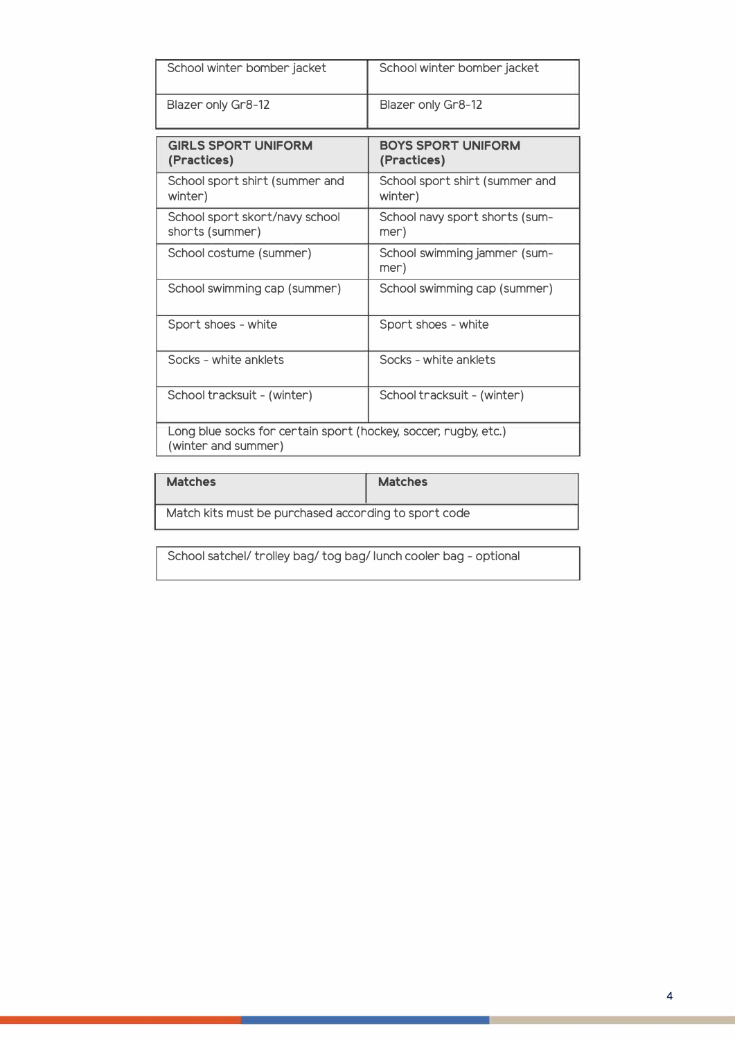| | |
|---|---|
| School winter bomber jacket | School winter bomber jacket |
| Blazer only Gr8-12 | Blazer only Gr8-12 |

| **GIRLS SPORT UNIFORM (Practices)** | **BOYS SPORT UNIFORM (Practices)** |
|---|---|
| School sport shirt (summer and winter) | School sport shirt (summer and winter) |
| School sport skort/navy school shorts (summer) | School navy sport shorts (summer) |
| School costume (summer) | School swimming jammer (summer) |
| School swimming cap (summer) | School swimming cap (summer) |
| Sport shoes - white | Sport shoes - white |
| Socks - white anklets | Socks - white anklets |
| School tracksuit - (winter) | School tracksuit - (winter) |
| Long blue socks for certain sport (hockey, soccer, rugby, etc.) (winter and summer) | |

| **Matches** | **Matches** |
|---|---|
| Match kits must be purchased according to sport code | |

| |
|---|
| School satchel/ trolley bag/ tog bag/ lunch cooler bag - optional |